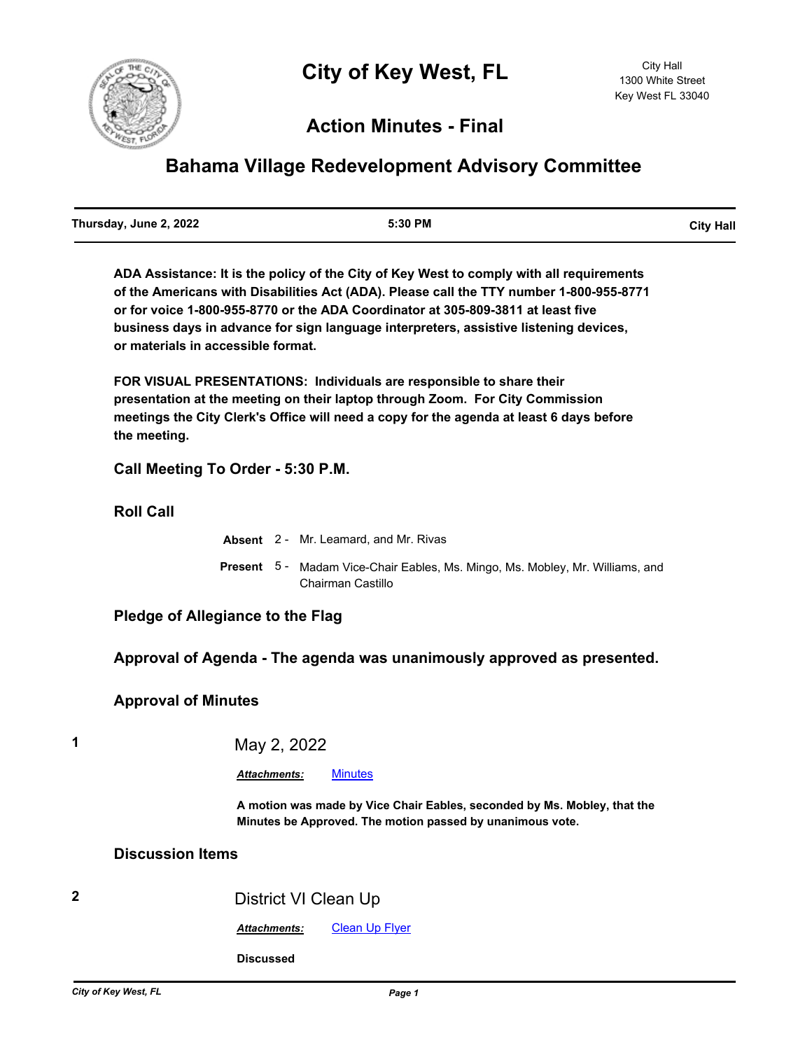# City of Key West, FL

City Hall
1300 White Street
Key West FL 33040

## Action Minutes - Final

## Bahama Village Redevelopment Advisory Committee

| Thursday, June 2, 2022 | 5:30 PM | City Hall |
|---|---|---|

**ADA Assistance: It is the policy of the City of Key West to comply with all requirements of the Americans with Disabilities Act (ADA). Please call the TTY number 1-800-955-8771 or for voice 1-800-955-8770 or the ADA Coordinator at 305-809-3811 at least five business days in advance for sign language interpreters, assistive listening devices, or materials in accessible format.**

**FOR VISUAL PRESENTATIONS: Individuals are responsible to share their presentation at the meeting on their laptop through Zoom. For City Commission meetings the City Clerk's Office will need a copy for the agenda at least 6 days before the meeting.**

### Call Meeting To Order - 5:30 P.M.

### Roll Call

**Absent** 2 - Mr. Leamard, and Mr. Rivas

**Present** 5 - Madam Vice-Chair Eables, Ms. Mingo, Ms. Mobley, Mr. Williams, and Chairman Castillo

### Pledge of Allegiance to the Flag

### Approval of Agenda - The agenda was unanimously approved as presented.

### Approval of Minutes

**1** May 2, 2022

***Attachments:*** Minutes

**A motion was made by Vice Chair Eables, seconded by Ms. Mobley, that the Minutes be Approved. The motion passed by unanimous vote.**

### Discussion Items

**2** District VI Clean Up

***Attachments:*** Clean Up Flyer

**Discussed**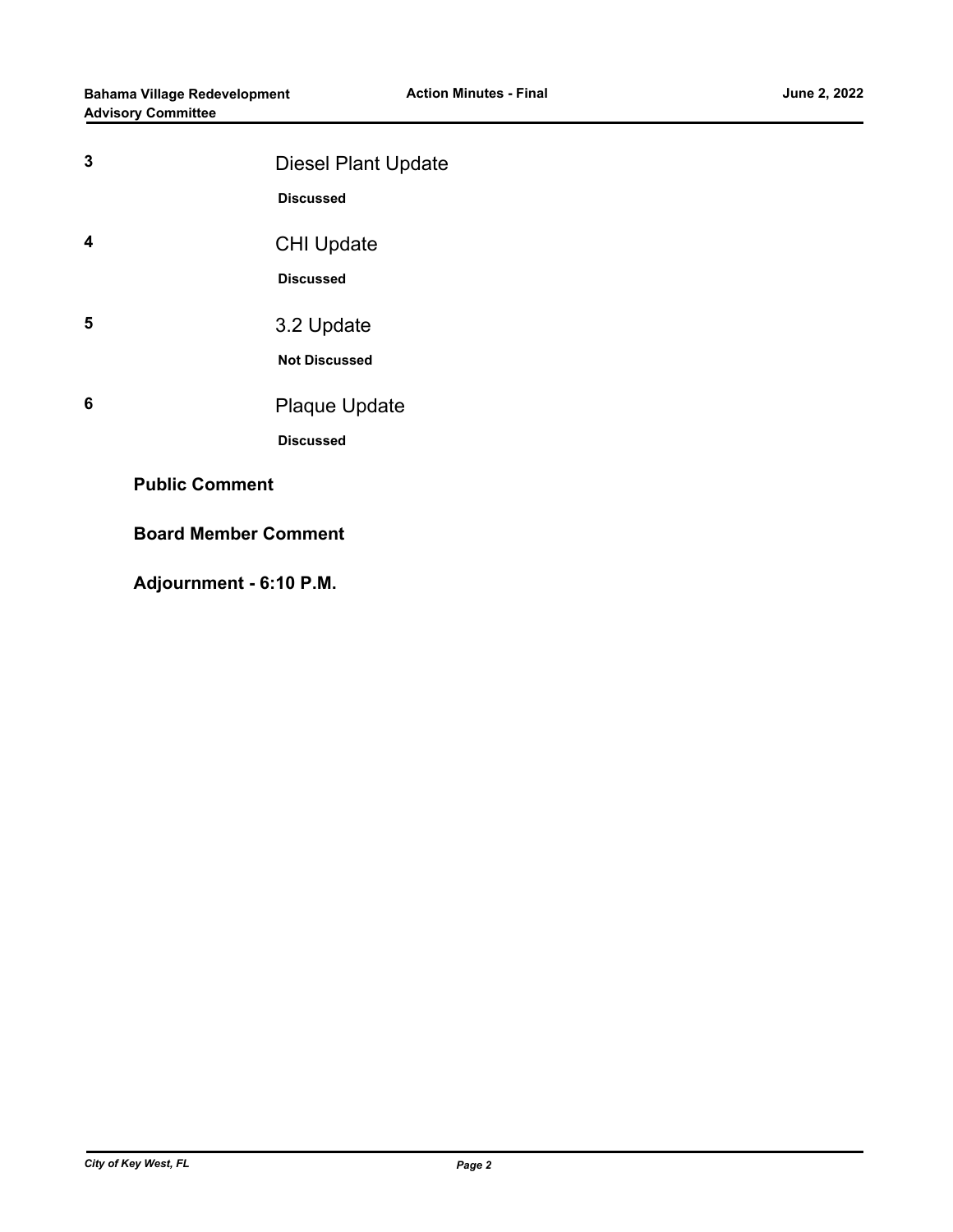**3** Diesel Plant Update

**Discussed**

**4** CHI Update

**Discussed**

**5** 3.2 Update

**Not Discussed**

**6** Plaque Update

**Discussed**

**Public Comment**

**Board Member Comment**

**Adjournment - 6:10 P.M.**